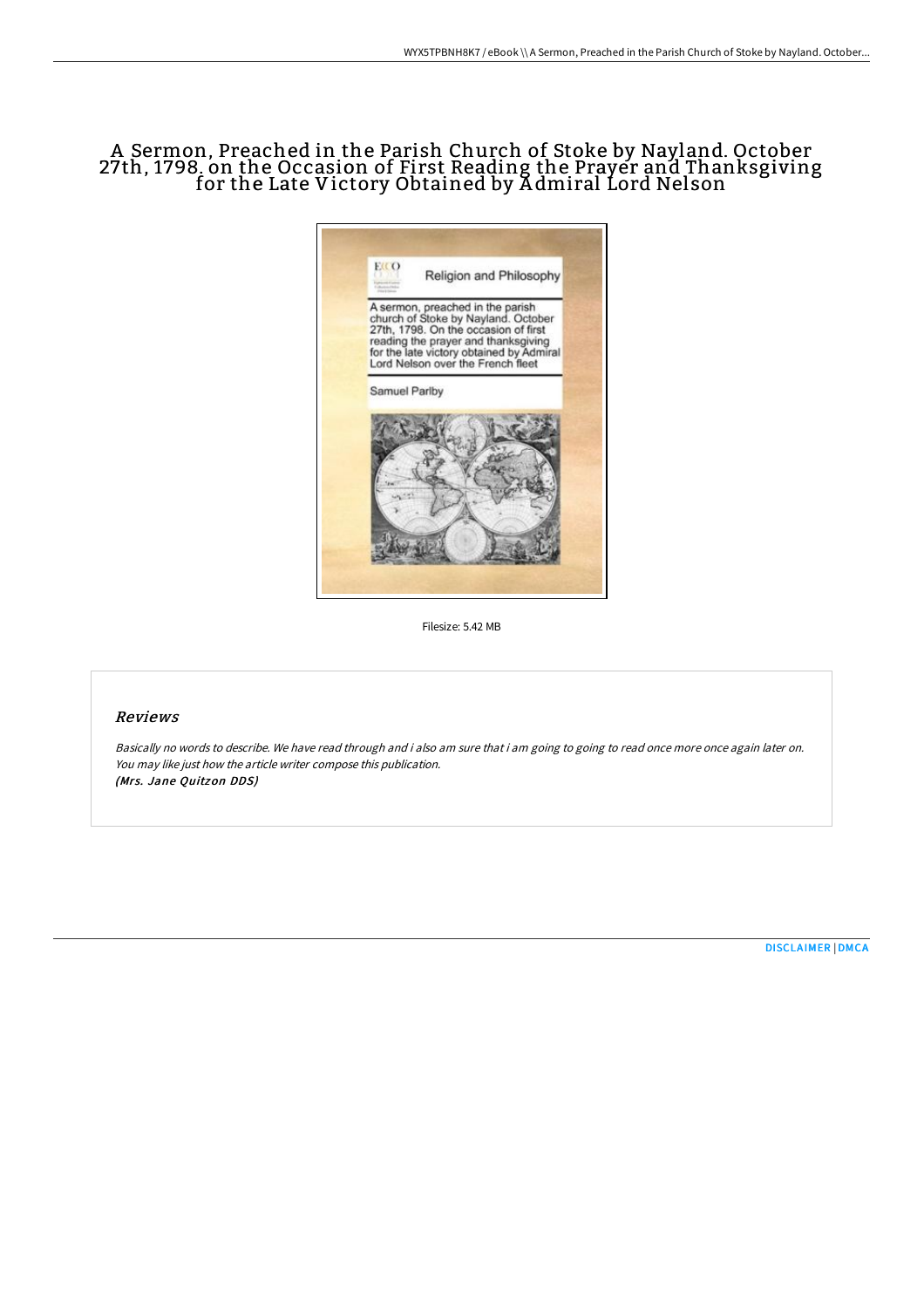# A Sermon, Preached in the Parish Church of Stoke by Nayland. October 27th, 1798. on the Occasion of First Reading the Prayer and Thanksgiving for the Late Victory Obtained by Admiral Lord Nelson

Filesize: 5.42 MB

## *Reviews*

*Basically no words to describe. We have read through and i also am sure that i am going to going to read once more once again later on. You may like just how the article writer compose this publication.*
***(Mrs. Jane Quitzon DDS)***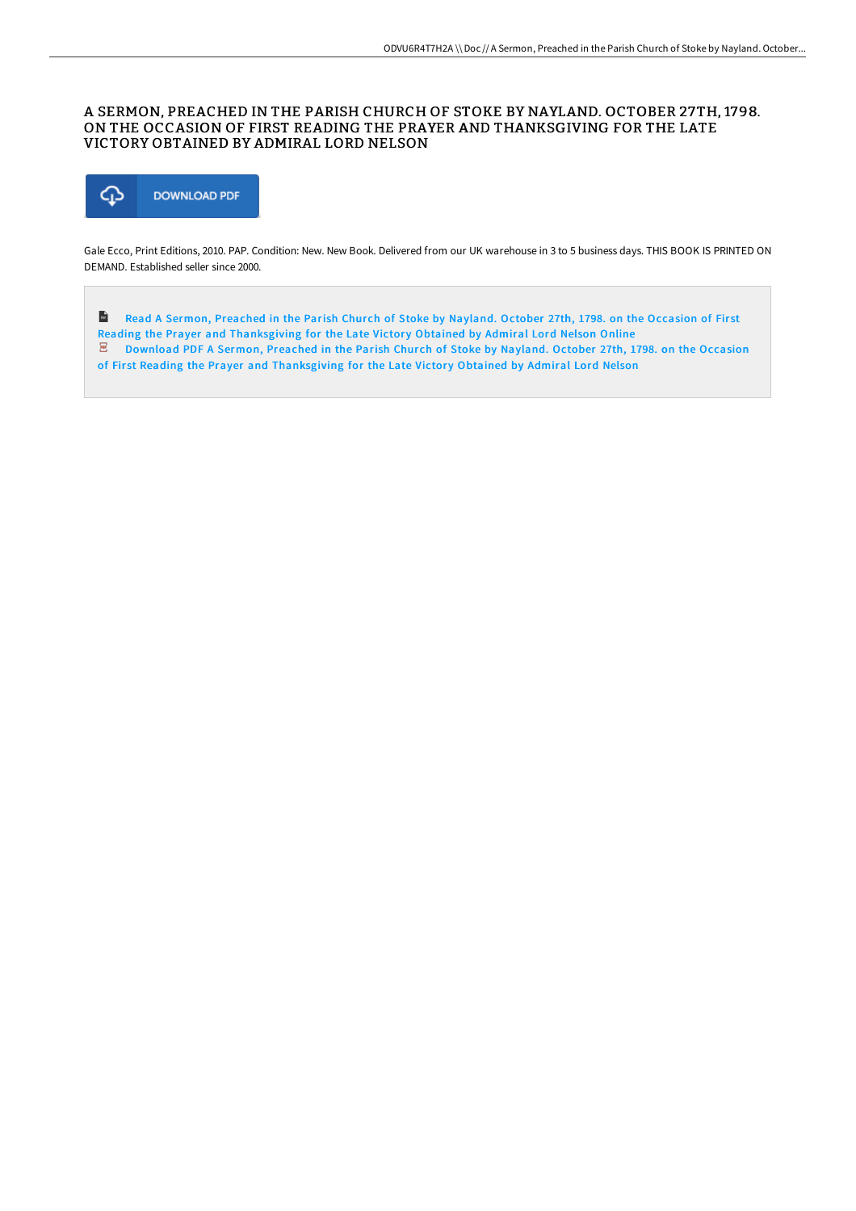# A SERMON, PREACHED IN THE PARISH CHURCH OF STOKE BY NAYLAND. OCTOBER 27TH, 1798. ON THE OCCASION OF FIRST READING THE PRAYER AND THANKSGIVING FOR THE LATE VICTORY OBTAINED BY ADMIRAL LORD NELSON

DOWNLOAD PDF

Gale Ecco, Print Editions, 2010. PAP. Condition: New. New Book. Delivered from our UK warehouse in 3 to 5 business days. THIS BOOK IS PRINTED ON DEMAND. Established seller since 2000.

Read A Sermon, Preached in the Parish Church of Stoke by Nayland. October 27th, 1798. on the Occasion of First Reading the Prayer and Thanksgiving for the Late Victory Obtained by Admiral Lord Nelson Online

Download PDF A Sermon, Preached in the Parish Church of Stoke by Nayland. October 27th, 1798. on the Occasion of First Reading the Prayer and Thanksgiving for the Late Victory Obtained by Admiral Lord Nelson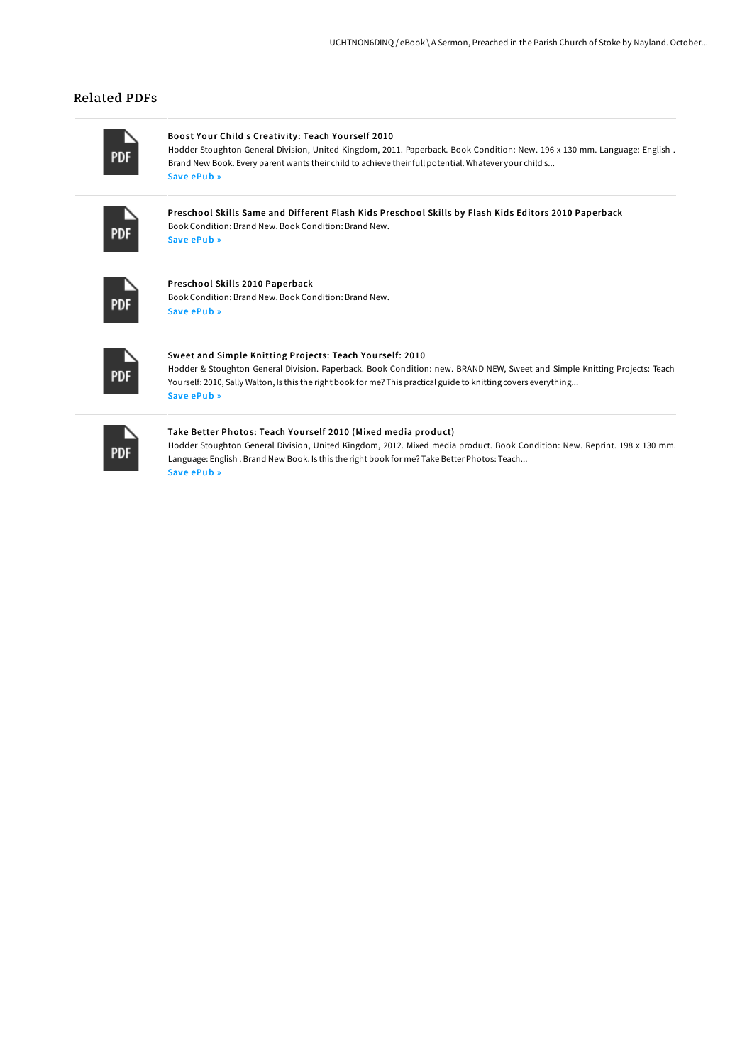## Related PDFs

**Boost Your Child s Creativity: Teach Yourself 2010**

Hodder Stoughton General Division, United Kingdom, 2011. Paperback. Book Condition: New. 196 x 130 mm. Language: English . Brand New Book. Every parent wants their child to achieve their full potential. Whatever your child s...

Save ePub »

**Preschool Skills Same and Different Flash Kids Preschool Skills by Flash Kids Editors 2010 Paperback**

Book Condition: Brand New. Book Condition: Brand New.

Save ePub »

**Preschool Skills 2010 Paperback**

Book Condition: Brand New. Book Condition: Brand New.

Save ePub »

**Sweet and Simple Knitting Projects: Teach Yourself: 2010**

Hodder & Stoughton General Division. Paperback. Book Condition: new. BRAND NEW, Sweet and Simple Knitting Projects: Teach Yourself: 2010, Sally Walton, Is this the right book for me? This practical guide to knitting covers everything...

Save ePub »

**Take Better Photos: Teach Yourself 2010 (Mixed media product)**

Hodder Stoughton General Division, United Kingdom, 2012. Mixed media product. Book Condition: New. Reprint. 198 x 130 mm. Language: English . Brand New Book. Is this the right book for me? Take Better Photos: Teach...

Save ePub »